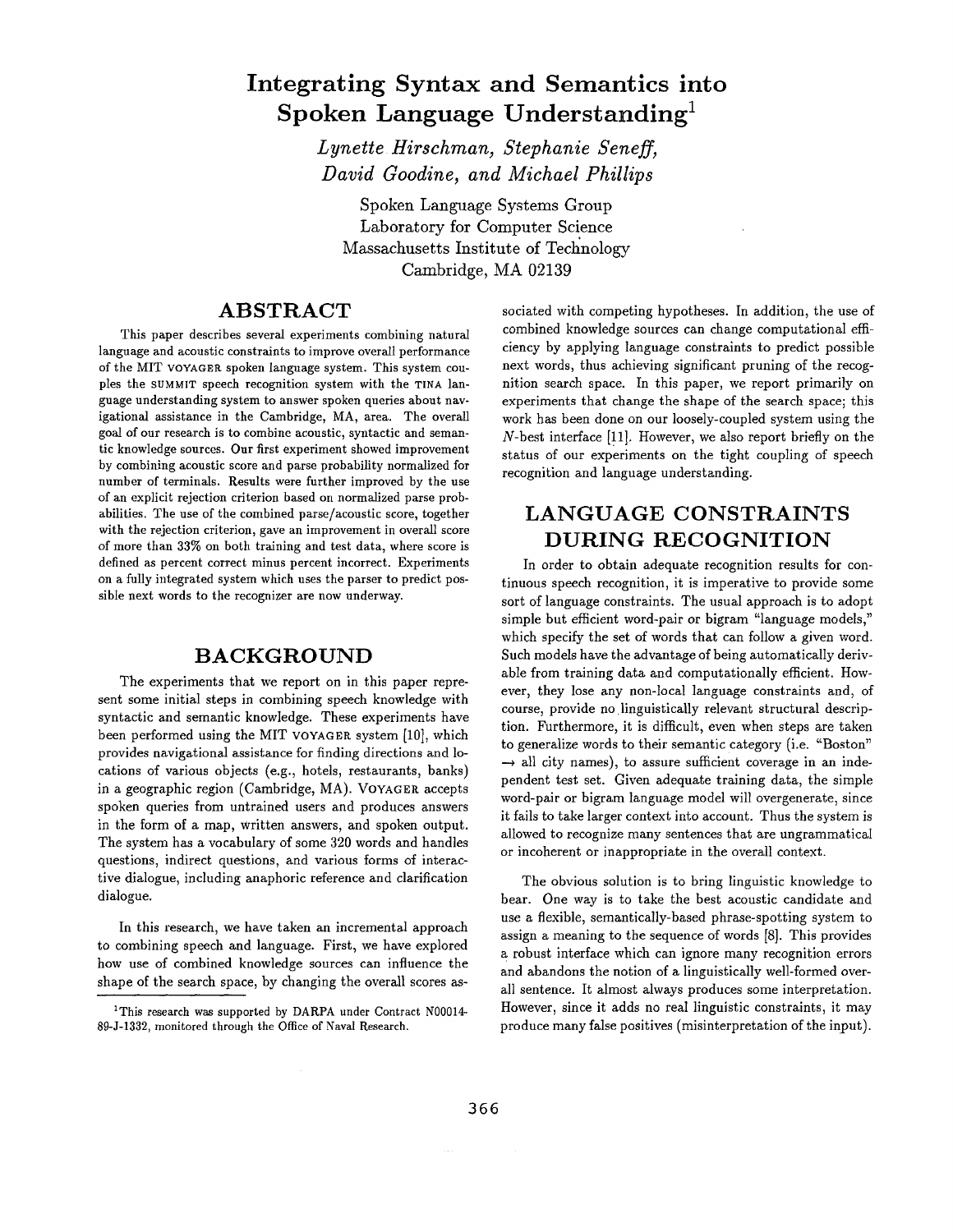# Integrating Syntax and Semantics into Spoken Language Understanding[1]

*Lynette Hirschman, Stephanie Seneff, David Goodine, and Michael Phillips*

Spoken Language Systems Group
Laboratory for Computer Science
Massachusetts Institute of Technology
Cambridge, MA 02139

## ABSTRACT

This paper describes several experiments combining natural language and acoustic constraints to improve overall performance of the MIT VOYAGER spoken language system. This system couples the SUMMIT speech recognition system with the TINA language understanding system to answer spoken queries about navigational assistance in the Cambridge, MA, area. The overall goal of our research is to combine acoustic, syntactic and semantic knowledge sources. Our first experiment showed improvement by combining acoustic score and parse probability normalized for number of terminals. Results were further improved by the use of an explicit rejection criterion based on normalized parse probabilities. The use of the combined parse/acoustic score, together with the rejection criterion, gave an improvement in overall score of more than 33% on both training and test data, where score is defined as percent correct minus percent incorrect. Experiments on a fully integrated system which uses the parser to predict possible next words to the recognizer are now underway.

## BACKGROUND

The experiments that we report on in this paper represent some initial steps in combining speech knowledge with syntactic and semantic knowledge. These experiments have been performed using the MIT VOYAGER system [10], which provides navigational assistance for finding directions and locations of various objects (e.g., hotels, restaurants, banks) in a geographic region (Cambridge, MA). VOYAGER accepts spoken queries from untrained users and produces answers in the form of a map, written answers, and spoken output. The system has a vocabulary of some 320 words and handles questions, indirect questions, and various forms of interactive dialogue, including anaphoric reference and clarification dialogue.

In this research, we have taken an incremental approach to combining speech and language. First, we have explored how use of combined knowledge sources can influence the shape of the search space, by changing the overall scores associated with competing hypotheses. In addition, the use of combined knowledge sources can change computational efficiency by applying language constraints to predict possible next words, thus achieving significant pruning of the recognition search space. In this paper, we report primarily on experiments that change the shape of the search space; this work has been done on our loosely-coupled system using the $N$-best interface [11]. However, we also report briefly on the status of our experiments on the tight coupling of speech recognition and language understanding.

[1]This research was supported by DARPA under Contract N00014-89-J-1332, monitored through the Office of Naval Research.

## LANGUAGE CONSTRAINTS DURING RECOGNITION

In order to obtain adequate recognition results for continuous speech recognition, it is imperative to provide some sort of language constraints. The usual approach is to adopt simple but efficient word-pair or bigram "language models," which specify the set of words that can follow a given word. Such models have the advantage of being automatically derivable from training data and computationally efficient. However, they lose any non-local language constraints and, of course, provide no linguistically relevant structural description. Furthermore, it is difficult, even when steps are taken to generalize words to their semantic category (i.e. "Boston" → all city names), to assure sufficient coverage in an independent test set. Given adequate training data, the simple word-pair or bigram language model will overgenerate, since it fails to take larger context into account. Thus the system is allowed to recognize many sentences that are ungrammatical or incoherent or inappropriate in the overall context.

The obvious solution is to bring linguistic knowledge to bear. One way is to take the best acoustic candidate and use a flexible, semantically-based phrase-spotting system to assign a meaning to the sequence of words [8]. This provides a robust interface which can ignore many recognition errors and abandons the notion of a linguistically well-formed overall sentence. It almost always produces some interpretation. However, since it adds no real linguistic constraints, it may produce many false positives (misinterpretation of the input).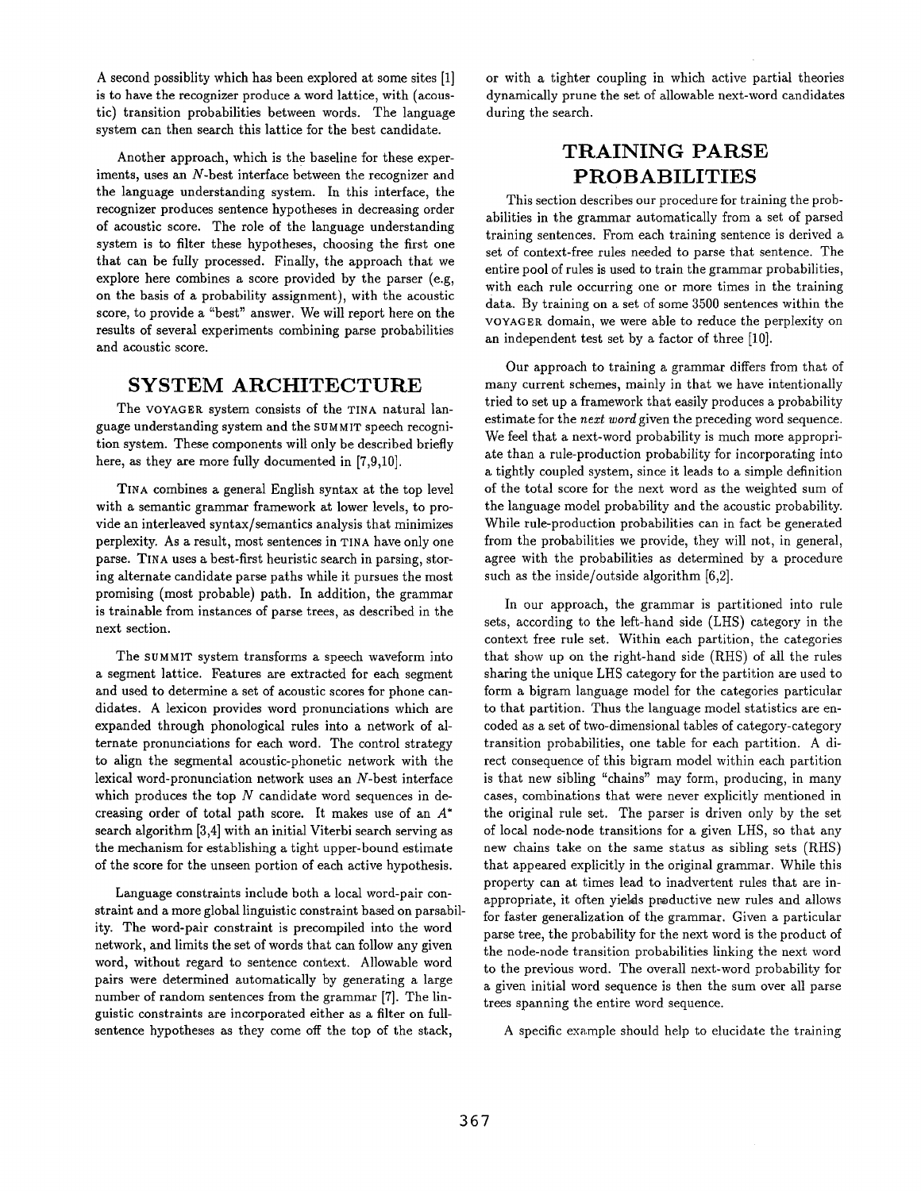A second possiblity which has been explored at some sites [1] is to have the recognizer produce a word lattice, with (acoustic) transition probabilities between words. The language system can then search this lattice for the best candidate.

Another approach, which is the baseline for these experiments, uses an $N$-best interface between the recognizer and the language understanding system. In this interface, the recognizer produces sentence hypotheses in decreasing order of acoustic score. The role of the language understanding system is to filter these hypotheses, choosing the first one that can be fully processed. Finally, the approach that we explore here combines a score provided by the parser (e.g, on the basis of a probability assignment), with the acoustic score, to provide a "best" answer. We will report here on the results of several experiments combining parse probabilities and acoustic score.

## SYSTEM ARCHITECTURE

The VOYAGER system consists of the TINA natural language understanding system and the SUMMIT speech recognition system. These components will only be described briefly here, as they are more fully documented in [7,9,10].

TINA combines a general English syntax at the top level with a semantic grammar framework at lower levels, to provide an interleaved syntax/semantics analysis that minimizes perplexity. As a result, most sentences in TINA have only one parse. TINA uses a best-first heuristic search in parsing, storing alternate candidate parse paths while it pursues the most promising (most probable) path. In addition, the grammar is trainable from instances of parse trees, as described in the next section.

The SUMMIT system transforms a speech waveform into a segment lattice. Features are extracted for each segment and used to determine a set of acoustic scores for phone candidates. A lexicon provides word pronunciations which are expanded through phonological rules into a network of alternate pronunciations for each word. The control strategy to align the segmental acoustic-phonetic network with the lexical word-pronunciation network uses an $N$-best interface which produces the top $N$ candidate word sequences in decreasing order of total path score. It makes use of an $A^*$ search algorithm [3,4] with an initial Viterbi search serving as the mechanism for establishing a tight upper-bound estimate of the score for the unseen portion of each active hypothesis.

Language constraints include both a local word-pair constraint and a more global linguistic constraint based on parsability. The word-pair constraint is precompiled into the word network, and limits the set of words that can follow any given word, without regard to sentence context. Allowable word pairs were determined automatically by generating a large number of random sentences from the grammar [7]. The linguistic constraints are incorporated either as a filter on full-sentence hypotheses as they come off the top of the stack, or with a tighter coupling in which active partial theories dynamically prune the set of allowable next-word candidates during the search.

## TRAINING PARSE PROBABILITIES

This section describes our procedure for training the probabilities in the grammar automatically from a set of parsed training sentences. From each training sentence is derived a set of context-free rules needed to parse that sentence. The entire pool of rules is used to train the grammar probabilities, with each rule occurring one or more times in the training data. By training on a set of some 3500 sentences within the VOYAGER domain, we were able to reduce the perplexity on an independent test set by a factor of three [10].

Our approach to training a grammar differs from that of many current schemes, mainly in that we have intentionally tried to set up a framework that easily produces a probability estimate for the *next word* given the preceding word sequence. We feel that a next-word probability is much more appropriate than a rule-production probability for incorporating into a tightly coupled system, since it leads to a simple definition of the total score for the next word as the weighted sum of the language model probability and the acoustic probability. While rule-production probabilities can in fact be generated from the probabilities we provide, they will not, in general, agree with the probabilities as determined by a procedure such as the inside/outside algorithm [6,2].

In our approach, the grammar is partitioned into rule sets, according to the left-hand side (LHS) category in the context free rule set. Within each partition, the categories that show up on the right-hand side (RHS) of all the rules sharing the unique LHS category for the partition are used to form a bigram language model for the categories particular to that partition. Thus the language model statistics are encoded as a set of two-dimensional tables of category-category transition probabilities, one table for each partition. A direct consequence of this bigram model within each partition is that new sibling "chains" may form, producing, in many cases, combinations that were never explicitly mentioned in the original rule set. The parser is driven only by the set of local node-node transitions for a given LHS, so that any new chains take on the same status as sibling sets (RHS) that appeared explicitly in the original grammar. While this property can at times lead to inadvertent rules that are inappropriate, it often yields productive new rules and allows for faster generalization of the grammar. Given a particular parse tree, the probability for the next word is the product of the node-node transition probabilities linking the next word to the previous word. The overall next-word probability for a given initial word sequence is then the sum over all parse trees spanning the entire word sequence.

A specific example should help to elucidate the training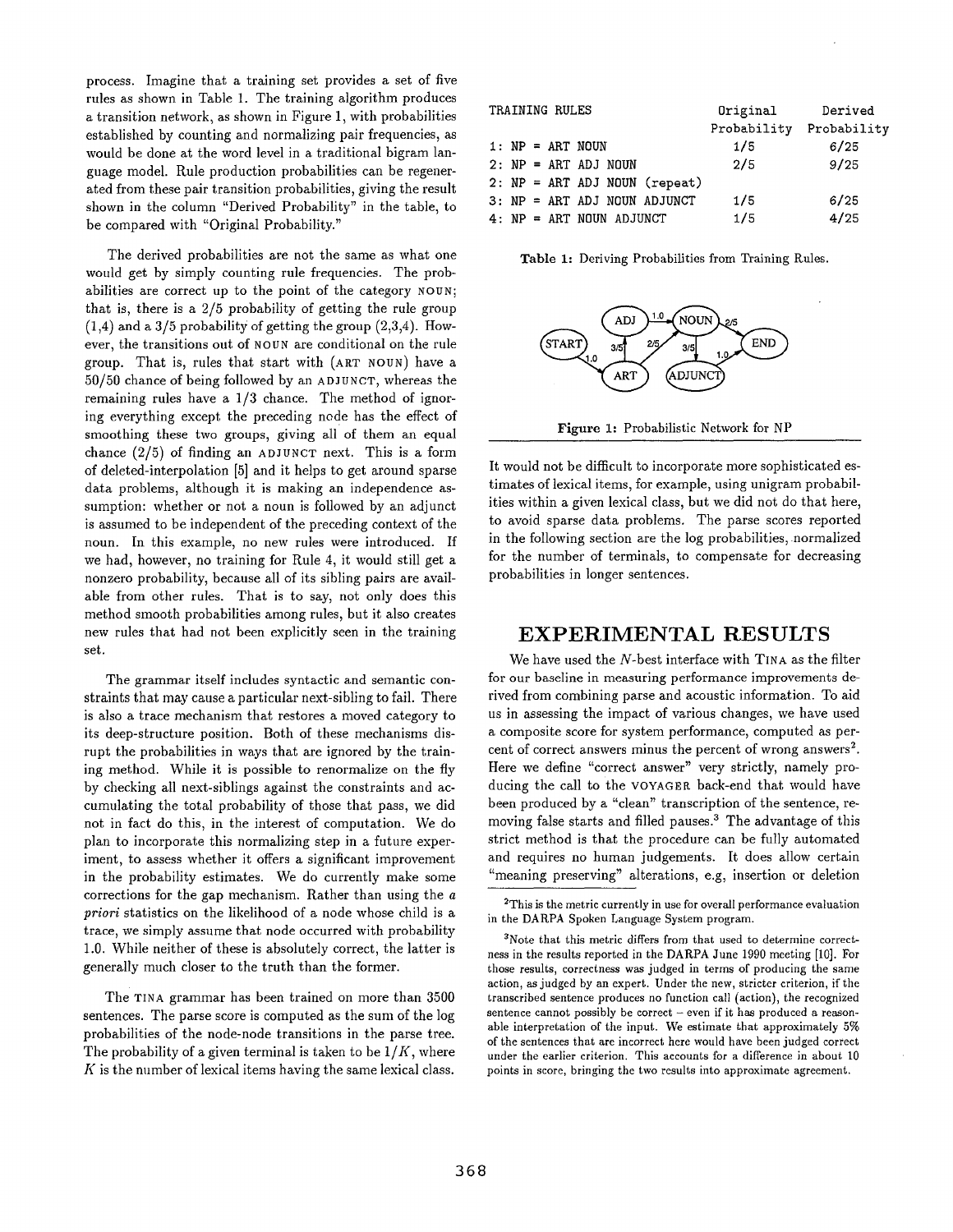process. Imagine that a training set provides a set of five rules as shown in Table 1. The training algorithm produces a transition network, as shown in Figure 1, with probabilities established by counting and normalizing pair frequencies, as would be done at the word level in a traditional bigram language model. Rule production probabilities can be regenerated from these pair transition probabilities, giving the result shown in the column "Derived Probability" in the table, to be compared with "Original Probability."

The derived probabilities are not the same as what one would get by simply counting rule frequencies. The probabilities are correct up to the point of the category NOUN; that is, there is a 2/5 probability of getting the rule group (1,4) and a 3/5 probability of getting the group (2,3,4). However, the transitions out of NOUN are conditional on the rule group. That is, rules that start with (ART NOUN) have a 50/50 chance of being followed by an ADJUNCT, whereas the remaining rules have a 1/3 chance. The method of ignoring everything except the preceding node has the effect of smoothing these two groups, giving all of them an equal chance (2/5) of finding an ADJUNCT next. This is a form of deleted-interpolation [5] and it helps to get around sparse data problems, although it is making an independence assumption: whether or not a noun is followed by an adjunct is assumed to be independent of the preceding context of the noun. In this example, no new rules were introduced. If we had, however, no training for Rule 4, it would still get a nonzero probability, because all of its sibling pairs are available from other rules. That is to say, not only does this method smooth probabilities among rules, but it also creates new rules that had not been explicitly seen in the training set.

The grammar itself includes syntactic and semantic constraints that may cause a particular next-sibling to fail. There is also a trace mechanism that restores a moved category to its deep-structure position. Both of these mechanisms disrupt the probabilities in ways that are ignored by the training method. While it is possible to renormalize on the fly by checking all next-siblings against the constraints and accumulating the total probability of those that pass, we did not in fact do this, in the interest of computation. We do plan to incorporate this normalizing step in a future experiment, to assess whether it offers a significant improvement in the probability estimates. We do currently make some corrections for the gap mechanism. Rather than using the *a priori* statistics on the likelihood of a node whose child is a trace, we simply assume that node occurred with probability 1.0. While neither of these is absolutely correct, the latter is generally much closer to the truth than the former.

The TINA grammar has been trained on more than 3500 sentences. The parse score is computed as the sum of the log probabilities of the node-node transitions in the parse tree. The probability of a given terminal is taken to be $1/K$, where $K$ is the number of lexical items having the same lexical class.

| TRAINING RULES | Original Probability | Derived Probability |
|---|---|---|
| 1: NP = ART NOUN | 1/5 | 6/25 |
| 2: NP = ART ADJ NOUN | 2/5 | 9/25 |
| 2: NP = ART ADJ NOUN (repeat) | | |
| 3: NP = ART ADJ NOUN ADJUNCT | 1/5 | 6/25 |
| 4: NP = ART NOUN ADJUNCT | 1/5 | 4/25 |

**Table 1:** Deriving Probabilities from Training Rules.

**Figure 1:** Probabilistic Network for NP

It would not be difficult to incorporate more sophisticated estimates of lexical items, for example, using unigram probabilities within a given lexical class, but we did not do that here, to avoid sparse data problems. The parse scores reported in the following section are the log probabilities, normalized for the number of terminals, to compensate for decreasing probabilities in longer sentences.

# EXPERIMENTAL RESULTS

We have used the $N$-best interface with TINA as the filter for our baseline in measuring performance improvements derived from combining parse and acoustic information. To aid us in assessing the impact of various changes, we have used a composite score for system performance, computed as percent of correct answers minus the percent of wrong answers[2]. Here we define "correct answer" very strictly, namely producing the call to the VOYAGER back-end that would have been produced by a "clean" transcription of the sentence, removing false starts and filled pauses.[3] The advantage of this strict method is that the procedure can be fully automated and requires no human judgements. It does allow certain "meaning preserving" alterations, e.g, insertion or deletion

[2]This is the metric currently in use for overall performance evaluation in the DARPA Spoken Language System program.

[3]Note that this metric differs from that used to determine correctness in the results reported in the DARPA June 1990 meeting [10]. For those results, correctness was judged in terms of producing the same action, as judged by an expert. Under the new, stricter criterion, if the transcribed sentence produces no function call (action), the recognized sentence cannot possibly be correct – even if it has produced a reasonable interpretation of the input. We estimate that approximately 5% of the sentences that are incorrect here would have been judged correct under the earlier criterion. This accounts for a difference in about 10 points in score, bringing the two results into approximate agreement.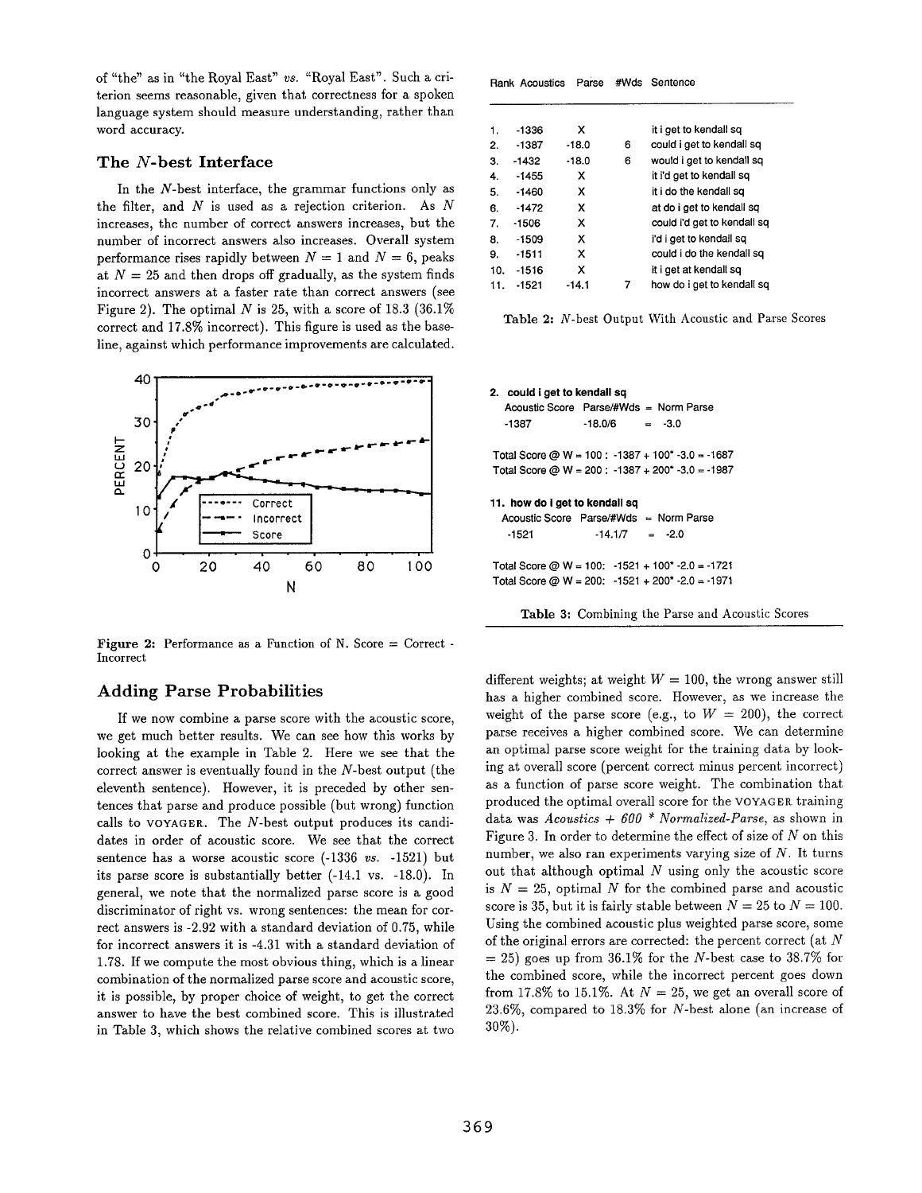of "the" as in "the Royal East" *vs.* "Royal East". Such a criterion seems reasonable, given that correctness for a spoken language system should measure understanding, rather than word accuracy.

## The $N$-best Interface

In the $N$-best interface, the grammar functions only as the filter, and $N$ is used as a rejection criterion. As $N$ increases, the number of correct answers increases, but the number of incorrect answers also increases. Overall system performance rises rapidly between $N = 1$ and $N = 6$, peaks at $N = 25$ and then drops off gradually, as the system finds incorrect answers at a faster rate than correct answers (see Figure 2). The optimal $N$ is 25, with a score of 18.3 (36.1% correct and 17.8% incorrect). This figure is used as the baseline, against which performance improvements are calculated.

**Figure 2:** Performance as a Function of N. Score = Correct - Incorrect

## Adding Parse Probabilities

If we now combine a parse score with the acoustic score, we get much better results. We can see how this works by looking at the example in Table 2. Here we see that the correct answer is eventually found in the $N$-best output (the eleventh sentence). However, it is preceded by other sentences that parse and produce possible (but wrong) function calls to VOYAGER. The $N$-best output produces its candidates in order of acoustic score. We see that the correct sentence has a worse acoustic score (-1336 *vs.* -1521) but its parse score is substantially better (-14.1 vs. -18.0). In general, we note that the normalized parse score is a good discriminator of right vs. wrong sentences: the mean for correct answers is -2.92 with a standard deviation of 0.75, while for incorrect answers it is -4.31 with a standard deviation of 1.78. If we compute the most obvious thing, which is a linear combination of the normalized parse score and acoustic score, it is possible, by proper choice of weight, to get the correct answer to have the best combined score. This is illustrated in Table 3, which shows the relative combined scores at two different weights; at weight $W = 100$, the wrong answer still has a higher combined score. However, as we increase the weight of the parse score (e.g., to $W = 200$), the correct parse receives a higher combined score. We can determine an optimal parse score weight for the training data by looking at overall score (percent correct minus percent incorrect) as a function of parse score weight. The combination that produced the optimal overall score for the VOYAGER training data was *Acoustics + 600 \* Normalized-Parse*, as shown in Figure 3. In order to determine the effect of size of $N$ on this number, we also ran experiments varying size of $N$. It turns out that although optimal $N$ using only the acoustic score is $N = 25$, optimal $N$ for the combined parse and acoustic score is 35, but it is fairly stable between $N = 25$ to $N = 100$. Using the combined acoustic plus weighted parse score, some of the original errors are corrected: the percent correct (at $N = 25$) goes up from 36.1% for the $N$-best case to 38.7% for the combined score, while the incorrect percent goes down from 17.8% to 15.1%. At $N = 25$, we get an overall score of 23.6%, compared to 18.3% for $N$-best alone (an increase of 30%).

| Rank | Acoustics | Parse | #Wds | Sentence |
|---|---|---|---|---|
| 1. | -1336 | X | | it i get to kendall sq |
| 2. | -1387 | -18.0 | 6 | could i get to kendall sq |
| 3. | -1432 | -18.0 | 6 | would i get to kendall sq |
| 4. | -1455 | X | | it i'd get to kendall sq |
| 5. | -1460 | X | | it i do the kendall sq |
| 6. | -1472 | X | | at do i get to kendall sq |
| 7. | -1506 | X | | could i'd get to kendall sq |
| 8. | -1509 | X | | i'd i get to kendall sq |
| 9. | -1511 | X | | could i do the kendall sq |
| 10. | -1516 | X | | it i get at kendall sq |
| 11. | -1521 | -14.1 | 7 | how do i get to kendall sq |

**Table 2:** $N$-best Output With Acoustic and Parse Scores

**2. could i get to kendall sq**

| Acoustic Score | Parse/#Wds | = | Norm Parse |
|---|---|---|---|
| -1387 | -18.0/6 | = | -3.0 |

Total Score @ W = 100 : -1387 + 100\* -3.0 = -1687
Total Score @ W = 200 : -1387 + 200\* -3.0 = -1987

**11. how do i get to kendall sq**

| Acoustic Score | Parse/#Wds | = | Norm Parse |
|---|---|---|---|
| -1521 | -14.1/7 | = | -2.0 |

Total Score @ W = 100: -1521 + 100\* -2.0 = -1721
Total Score @ W = 200: -1521 + 200\* -2.0 = -1971

**Table 3:** Combining the Parse and Acoustic Scores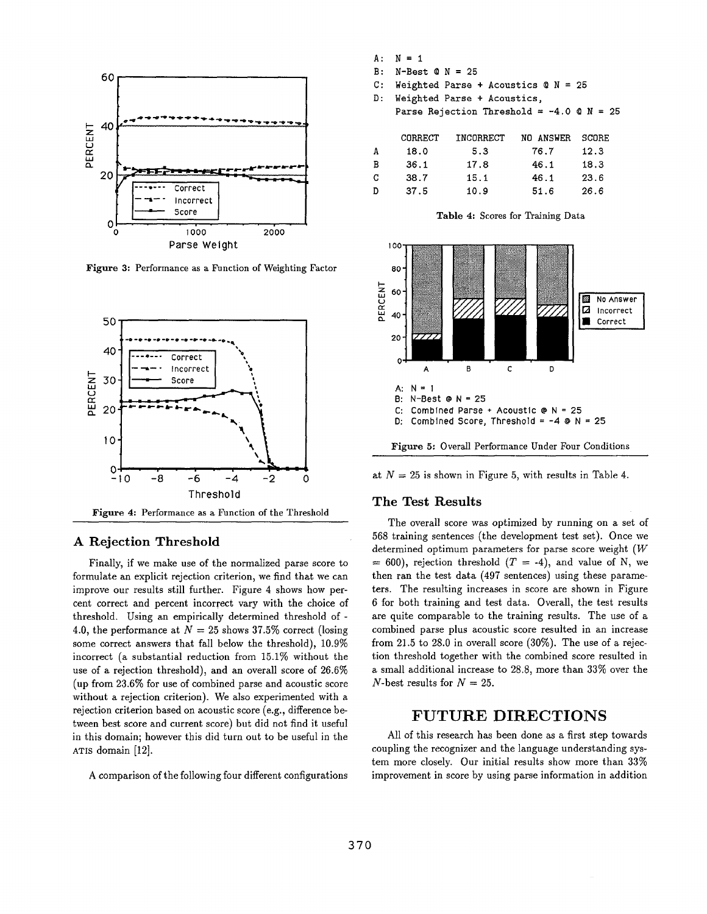Figure 3: Performance as a Function of Weighting Factor

Figure 4: Performance as a Function of the Threshold

## A Rejection Threshold

Finally, if we make use of the normalized parse score to formulate an explicit rejection criterion, we find that we can improve our results still further. Figure 4 shows how percent correct and percent incorrect vary with the choice of threshold. Using an empirically determined threshold of -4.0, the performance at $N = 25$ shows 37.5% correct (losing some correct answers that fall below the threshold), 10.9% incorrect (a substantial reduction from 15.1% without the use of a rejection threshold), and an overall score of 26.6% (up from 23.6% for use of combined parse and acoustic score without a rejection criterion). We also experimented with a rejection criterion based on acoustic score (e.g., difference between best score and current score) but did not find it useful in this domain; however this did turn out to be useful in the ATIS domain [12].

A comparison of the following four different configurations at $N = 25$ is shown in Figure 5, with results in Table 4.

A: N = 1
B: N-Best @ N = 25
C: Weighted Parse + Acoustics @ N = 25
D: Weighted Parse + Acoustics, Parse Rejection Threshold = -4.0 @ N = 25

| | CORRECT | INCORRECT | NO ANSWER | SCORE |
|---|---|---|---|---|
| A | 18.0 | 5.3 | 76.7 | 12.3 |
| B | 36.1 | 17.8 | 46.1 | 18.3 |
| C | 38.7 | 15.1 | 46.1 | 23.6 |
| D | 37.5 | 10.9 | 51.6 | 26.6 |

Table 4: Scores for Training Data

A: N = 1
B: N-Best @ N = 25
C: Combined Parse + Acoustic @ N = 25
D: Combined Score, Threshold = -4 @ N = 25

Figure 5: Overall Performance Under Four Conditions

## The Test Results

The overall score was optimized by running on a set of 568 training sentences (the development test set). Once we determined optimum parameters for parse score weight ($W = 600$), rejection threshold ($T = -4$), and value of N, we then ran the test data (497 sentences) using these parameters. The resulting increases in score are shown in Figure 6 for both training and test data. Overall, the test results are quite comparable to the training results. The use of a combined parse plus acoustic score resulted in an increase from 21.5 to 28.0 in overall score (30%). The use of a rejection threshold together with the combined score resulted in a small additional increase to 28.8, more than 33% over the $N$-best results for $N = 25$.

# FUTURE DIRECTIONS

All of this research has been done as a first step towards coupling the recognizer and the language understanding system more closely. Our initial results show more than 33% improvement in score by using parse information in addition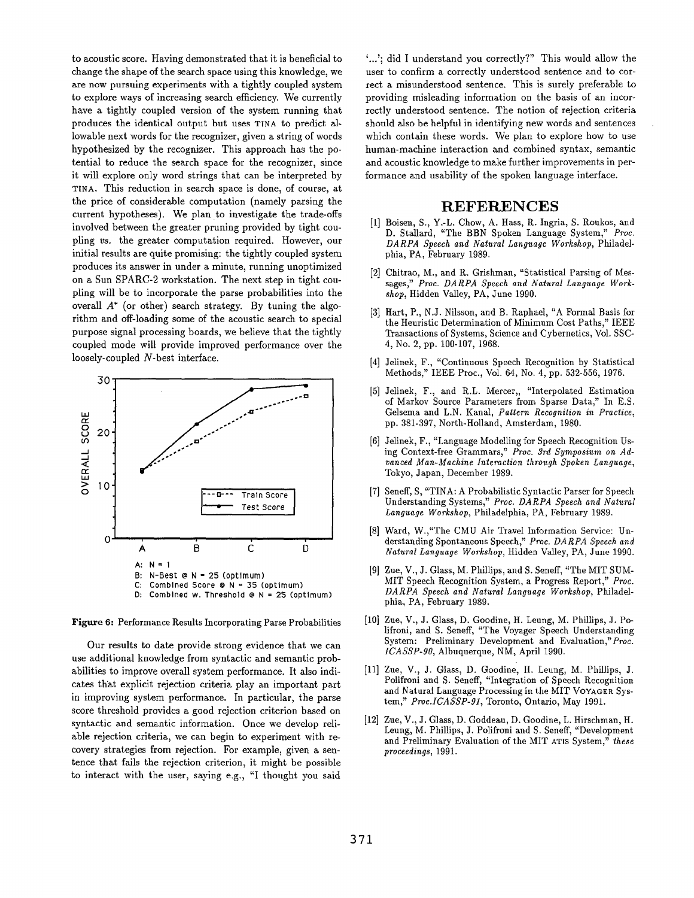to acoustic score. Having demonstrated that it is beneficial to change the shape of the search space using this knowledge, we are now pursuing experiments with a tightly coupled system to explore ways of increasing search efficiency. We currently have a tightly coupled version of the system running that produces the identical output but uses TINA to predict allowable next words for the recognizer, given a string of words hypothesized by the recognizer. This approach has the potential to reduce the search space for the recognizer, since it will explore only word strings that can be interpreted by TINA. This reduction in search space is done, of course, at the price of considerable computation (namely parsing the current hypotheses). We plan to investigate the trade-offs involved between the greater pruning provided by tight coupling *vs.* the greater computation required. However, our initial results are quite promising: the tightly coupled system produces its answer in under a minute, running unoptimized on a Sun SPARC-2 workstation. The next step in tight coupling will be to incorporate the parse probabilities into the overall $A^*$ (or other) search strategy. By tuning the algorithm and off-loading some of the acoustic search to special purpose signal processing boards, we believe that the tightly coupled mode will provide improved performance over the loosely-coupled $N$-best interface.

OVERALL SCORE
0
10
20
30
A
B
C
D
Train Score
Test Score

A: N = 1
B: N-Best @ N = 25 (optimum)
C: Combined Score @ N = 35 (optimum)
D: Combined w. Threshold @ N = 25 (optimum)

**Figure 6:** Performance Results Incorporating Parse Probabilities

Our results to date provide strong evidence that we can use additional knowledge from syntactic and semantic probabilities to improve overall system performance. It also indicates that explicit rejection criteria play an important part in improving system performance. In particular, the parse score threshold provides a good rejection criterion based on syntactic and semantic information. Once we develop reliable rejection criteria, we can begin to experiment with recovery strategies from rejection. For example, given a sentence that fails the rejection criterion, it might be possible to interact with the user, saying e.g., "I thought you said '...'; did I understand you correctly?" This would allow the user to confirm a correctly understood sentence and to correct a misunderstood sentence. This is surely preferable to providing misleading information on the basis of an incorrectly understood sentence. The notion of rejection criteria should also be helpful in identifying new words and sentences which contain these words. We plan to explore how to use human-machine interaction and combined syntax, semantic and acoustic knowledge to make further improvements in performance and usability of the spoken language interface.

# REFERENCES

[1] Boisen, S., Y.-L. Chow, A. Hass, R. Ingria, S. Roukos, and D. Stallard, "The BBN Spoken Language System," *Proc. DARPA Speech and Natural Language Workshop*, Philadelphia, PA, February 1989.

[2] Chitrao, M., and R. Grishman, "Statistical Parsing of Messages," *Proc. DARPA Speech and Natural Language Workshop*, Hidden Valley, PA, June 1990.

[3] Hart, P., N.J. Nilsson, and B. Raphael, "A Formal Basis for the Heuristic Determination of Minimum Cost Paths," IEEE Transactions of Systems, Science and Cybernetics, Vol. SSC-4, No. 2, pp. 100-107, 1968.

[4] Jelinek, F., "Continuous Speech Recognition by Statistical Methods," IEEE Proc., Vol. 64, No. 4, pp. 532-556, 1976.

[5] Jelinek, F., and R.L. Mercer,, "Interpolated Estimation of Markov Source Parameters from Sparse Data," In E.S. Gelsema and L.N. Kanal, *Pattern Recognition in Practice*, pp. 381-397, North-Holland, Amsterdam, 1980.

[6] Jelinek, F., "Language Modelling for Speech Recognition Using Context-free Grammars," *Proc. 3rd Symposium on Advanced Man-Machine Interaction through Spoken Language*, Tokyo, Japan, December 1989.

[7] Seneff, S, "TINA: A Probabilistic Syntactic Parser for Speech Understanding Systems," *Proc. DARPA Speech and Natural Language Workshop*, Philadelphia, PA, February 1989.

[8] Ward, W.,"The CMU Air Travel Information Service: Understanding Spontaneous Speech," *Proc. DARPA Speech and Natural Language Workshop*, Hidden Valley, PA, June 1990.

[9] Zue, V., J. Glass, M. Phillips, and S. Seneff, "The MIT SUMMIT Speech Recognition System, a Progress Report," *Proc. DARPA Speech and Natural Language Workshop*, Philadelphia, PA, February 1989.

[10] Zue, V., J. Glass, D. Goodine, H. Leung, M. Phillips, J. Polifroni, and S. Seneff, "The Voyager Speech Understanding System: Preliminary Development and Evaluation,"*Proc. ICASSP-90*, Albuquerque, NM, April 1990.

[11] Zue, V., J. Glass, D. Goodine, H. Leung, M. Phillips, J. Polifroni and S. Seneff, "Integration of Speech Recognition and Natural Language Processing in the MIT VOYAGER System," *Proc.ICASSP-91*, Toronto, Ontario, May 1991.

[12] Zue, V., J. Glass, D. Goddeau, D. Goodine, L. Hirschman, H. Leung, M. Phillips, J. Polifroni and S. Seneff, "Development and Preliminary Evaluation of the MIT ATIS System," *these proceedings*, 1991.